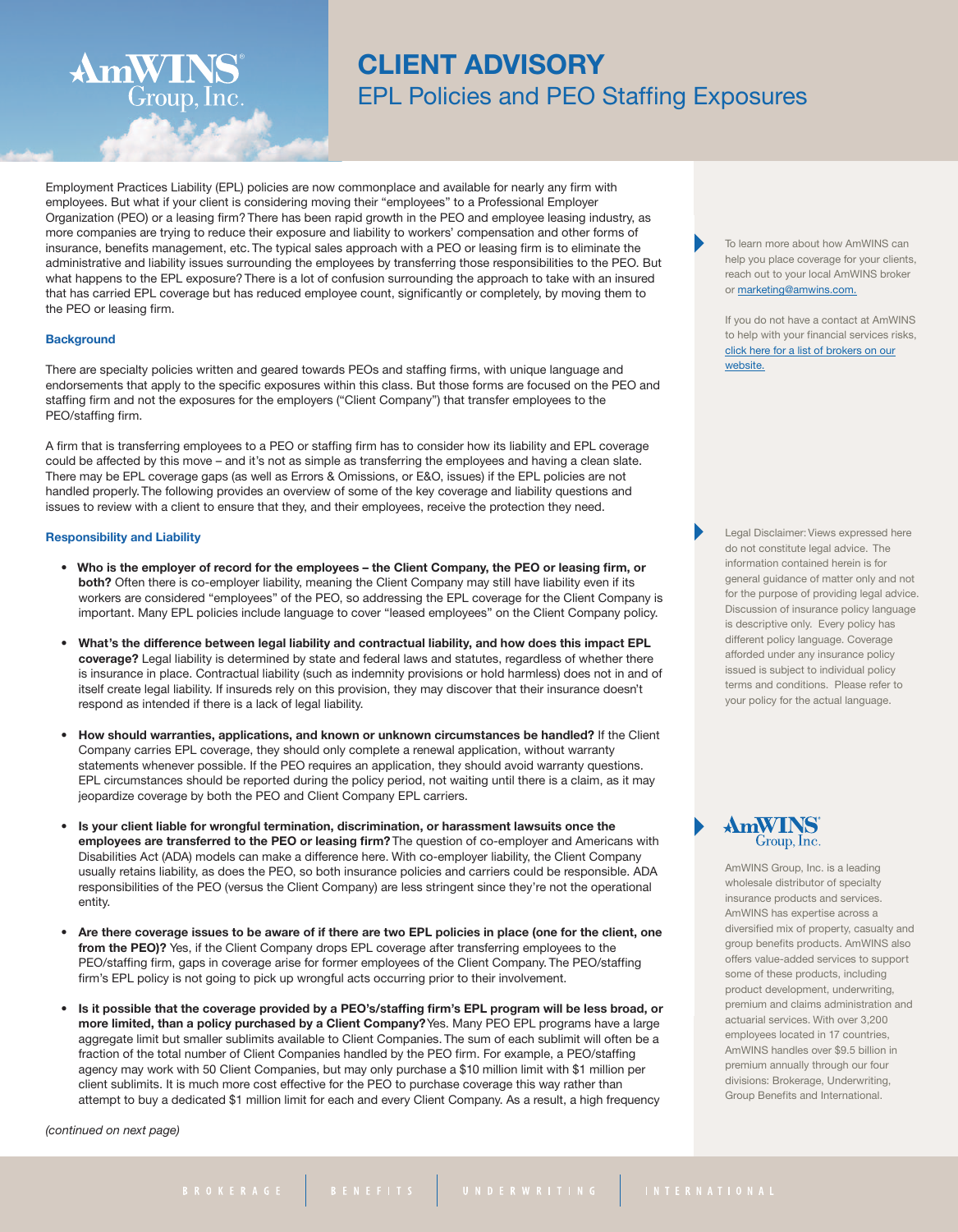# CLIENT ADVISORY

## EPL Policies and PEO Staffing Exposures

Employment Practices Liability (EPL) policies are now commonplace and available for nearly any firm with employees. But what if your client is considering moving their "employees" to a Professional Employer Organization (PEO) or a leasing firm? There has been rapid growth in the PEO and employee leasing industry, as more companies are trying to reduce their exposure and liability to workers' compensation and other forms of insurance, benefits management, etc. The typical sales approach with a PEO or leasing firm is to eliminate the administrative and liability issues surrounding the employees by transferring those responsibilities to the PEO. But what happens to the EPL exposure? There is a lot of confusion surrounding the approach to take with an insured that has carried EPL coverage but has reduced employee count, significantly or completely, by moving them to the PEO or leasing firm.

### Background

There are specialty policies written and geared towards PEOs and staffing firms, with unique language and endorsements that apply to the specific exposures within this class. But those forms are focused on the PEO and staffing firm and not the exposures for the employers ("Client Company") that transfer employees to the PEO/staffing firm.

A firm that is transferring employees to a PEO or staffing firm has to consider how its liability and EPL coverage could be affected by this move – and it's not as simple as transferring the employees and having a clean slate. There may be EPL coverage gaps (as well as Errors & Omissions, or E&O, issues) if the EPL policies are not handled properly. The following provides an overview of some of the key coverage and liability questions and issues to review with a client to ensure that they, and their employees, receive the protection they need.

### Responsibility and Liability

- **Who is the employer of record for the employees – the Client Company, the PEO or leasing firm, or both?** Often there is co-employer liability, meaning the Client Company may still have liability even if its workers are considered "employees" of the PEO, so addressing the EPL coverage for the Client Company is important. Many EPL policies include language to cover "leased employees" on the Client Company policy.
- **What's the difference between legal liability and contractual liability, and how does this impact EPL coverage?** Legal liability is determined by state and federal laws and statutes, regardless of whether there is insurance in place. Contractual liability (such as indemnity provisions or hold harmless) does not in and of itself create legal liability. If insureds rely on this provision, they may discover that their insurance doesn't respond as intended if there is a lack of legal liability.
- **How should warranties, applications, and known or unknown circumstances be handled?** If the Client Company carries EPL coverage, they should only complete a renewal application, without warranty statements whenever possible. If the PEO requires an application, they should avoid warranty questions. EPL circumstances should be reported during the policy period, not waiting until there is a claim, as it may jeopardize coverage by both the PEO and Client Company EPL carriers.
- **Is your client liable for wrongful termination, discrimination, or harassment lawsuits once the employees are transferred to the PEO or leasing firm?** The question of co-employer and Americans with Disabilities Act (ADA) models can make a difference here. With co-employer liability, the Client Company usually retains liability, as does the PEO, so both insurance policies and carriers could be responsible. ADA responsibilities of the PEO (versus the Client Company) are less stringent since they're not the operational entity.
- **Are there coverage issues to be aware of if there are two EPL policies in place (one for the client, one from the PEO)?** Yes, if the Client Company drops EPL coverage after transferring employees to the PEO/staffing firm, gaps in coverage arise for former employees of the Client Company. The PEO/staffing firm's EPL policy is not going to pick up wrongful acts occurring prior to their involvement.
- **Is it possible that the coverage provided by a PEO's/staffing firm's EPL program will be less broad, or more limited, than a policy purchased by a Client Company?** Yes. Many PEO EPL programs have a large aggregate limit but smaller sublimits available to Client Companies. The sum of each sublimit will often be a fraction of the total number of Client Companies handled by the PEO firm. For example, a PEO/staffing agency may work with 50 Client Companies, but may only purchase a $10 million limit with $1 million per client sublimits. It is much more cost effective for the PEO to purchase coverage this way rather than attempt to buy a dedicated $1 million limit for each and every Client Company. As a result, a high frequency

*(continued on next page)*

To learn more about how AmWINS can help you place coverage for your clients, reach out to your local AmWINS broker or marketing@amwins.com.

If you do not have a contact at AmWINS to help with your financial services risks, click here for a list of brokers on our website.

Legal Disclaimer: Views expressed here do not constitute legal advice. The information contained herein is for general guidance of matter only and not for the purpose of providing legal advice. Discussion of insurance policy language is descriptive only. Every policy has different policy language. Coverage afforded under any insurance policy issued is subject to individual policy terms and conditions. Please refer to your policy for the actual language.

AmWINS Group, Inc. is a leading wholesale distributor of specialty insurance products and services. AmWINS has expertise across a diversified mix of property, casualty and group benefits products. AmWINS also offers value-added services to support some of these products, including product development, underwriting, premium and claims administration and actuarial services. With over 3,200 employees located in 17 countries, AmWINS handles over $9.5 billion in premium annually through our four divisions: Brokerage, Underwriting, Group Benefits and International.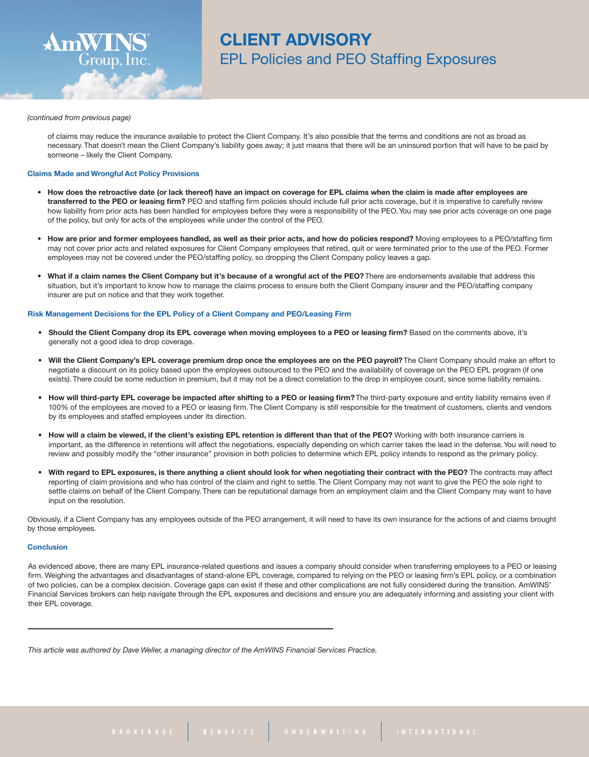# CLIENT ADVISORY

## EPL Policies and PEO Staffing Exposures

*(continued from previous page)*

of claims may reduce the insurance available to protect the Client Company. It's also possible that the terms and conditions are not as broad as necessary. That doesn't mean the Client Company's liability goes away; it just means that there will be an uninsured portion that will have to be paid by someone – likely the Client Company.

### Claims Made and Wrongful Act Policy Provisions

- **How does the retroactive date (or lack thereof) have an impact on coverage for EPL claims when the claim is made after employees are transferred to the PEO or leasing firm?** PEO and staffing firm policies should include full prior acts coverage, but it is imperative to carefully review how liability from prior acts has been handled for employees before they were a responsibility of the PEO. You may see prior acts coverage on one page of the policy, but only for acts of the employees while under the control of the PEO.
- **How are prior and former employees handled, as well as their prior acts, and how do policies respond?** Moving employees to a PEO/staffing firm may not cover prior acts and related exposures for Client Company employees that retired, quit or were terminated prior to the use of the PEO. Former employees may not be covered under the PEO/staffing policy, so dropping the Client Company policy leaves a gap.
- **What if a claim names the Client Company but it's because of a wrongful act of the PEO?** There are endorsements available that address this situation, but it's important to know how to manage the claims process to ensure both the Client Company insurer and the PEO/staffing company insurer are put on notice and that they work together.

### Risk Management Decisions for the EPL Policy of a Client Company and PEO/Leasing Firm

- **Should the Client Company drop its EPL coverage when moving employees to a PEO or leasing firm?** Based on the comments above, it's generally not a good idea to drop coverage.
- **Will the Client Company's EPL coverage premium drop once the employees are on the PEO payroll?** The Client Company should make an effort to negotiate a discount on its policy based upon the employees outsourced to the PEO and the availability of coverage on the PEO EPL program (if one exists). There could be some reduction in premium, but it may not be a direct correlation to the drop in employee count, since some liability remains.
- **How will third-party EPL coverage be impacted after shifting to a PEO or leasing firm?** The third-party exposure and entity liability remains even if 100% of the employees are moved to a PEO or leasing firm. The Client Company is still responsible for the treatment of customers, clients and vendors by its employees and staffed employees under its direction.
- **How will a claim be viewed, if the client's existing EPL retention is different than that of the PEO?** Working with both insurance carriers is important, as the difference in retentions will affect the negotiations, especially depending on which carrier takes the lead in the defense. You will need to review and possibly modify the "other insurance" provision in both policies to determine which EPL policy intends to respond as the primary policy.
- **With regard to EPL exposures, is there anything a client should look for when negotiating their contract with the PEO?** The contracts may affect reporting of claim provisions and who has control of the claim and right to settle. The Client Company may not want to give the PEO the sole right to settle claims on behalf of the Client Company. There can be reputational damage from an employment claim and the Client Company may want to have input on the resolution.

Obviously, if a Client Company has any employees outside of the PEO arrangement, it will need to have its own insurance for the actions of and claims brought by those employees.

### Conclusion

As evidenced above, there are many EPL insurance-related questions and issues a company should consider when transferring employees to a PEO or leasing firm. Weighing the advantages and disadvantages of stand-alone EPL coverage, compared to relying on the PEO or leasing firm's EPL policy, or a combination of two policies, can be a complex decision. Coverage gaps can exist if these and other complications are not fully considered during the transition. AmWINS' Financial Services brokers can help navigate through the EPL exposures and decisions and ensure you are adequately informing and assisting your client with their EPL coverage.

---

*This article was authored by Dave Weller, a managing director of the AmWINS Financial Services Practice.*